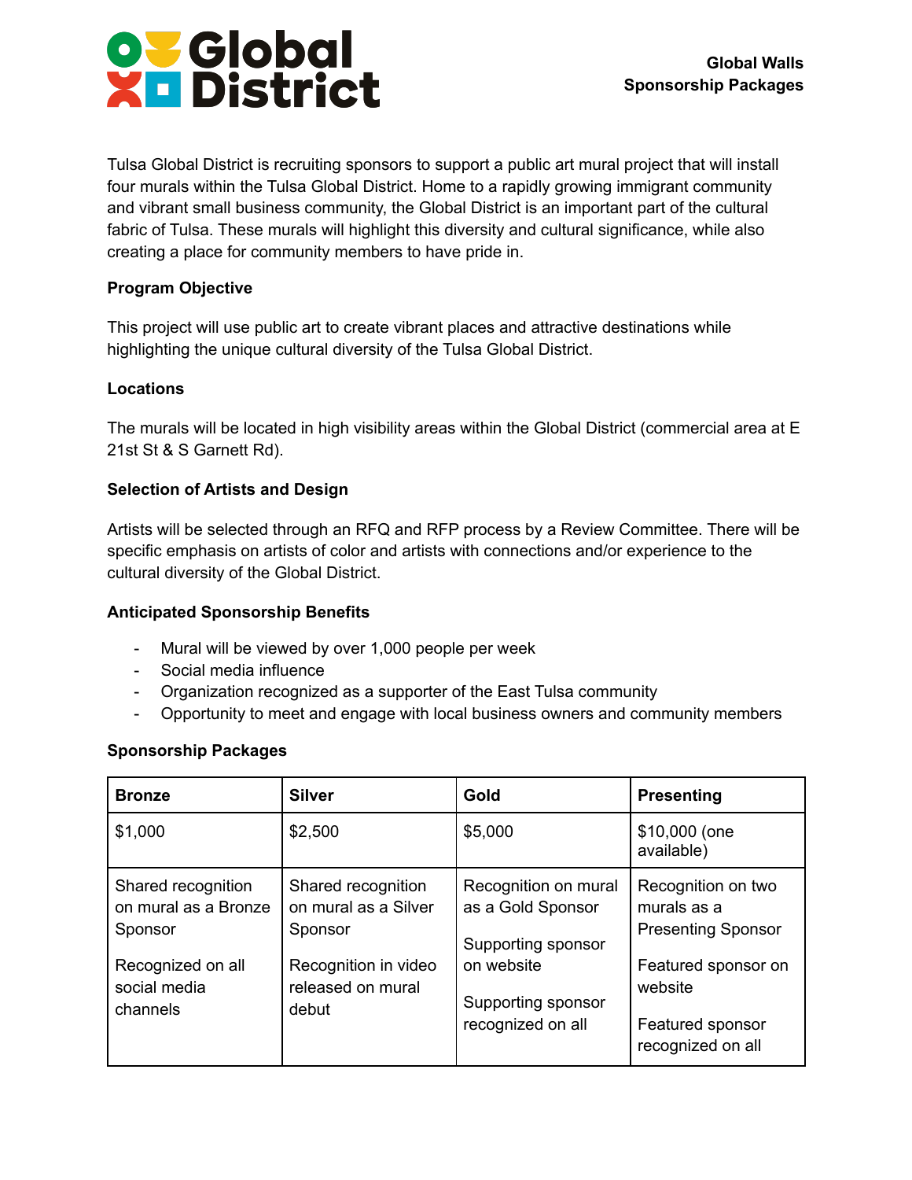# Global District

**Global Walls**
**Sponsorship Packages**

Tulsa Global District is recruiting sponsors to support a public art mural project that will install four murals within the Tulsa Global District. Home to a rapidly growing immigrant community and vibrant small business community, the Global District is an important part of the cultural fabric of Tulsa. These murals will highlight this diversity and cultural significance, while also creating a place for community members to have pride in.

**Program Objective**

This project will use public art to create vibrant places and attractive destinations while highlighting the unique cultural diversity of the Tulsa Global District.

**Locations**

The murals will be located in high visibility areas within the Global District (commercial area at E 21st St & S Garnett Rd).

**Selection of Artists and Design**

Artists will be selected through an RFQ and RFP process by a Review Committee. There will be specific emphasis on artists of color and artists with connections and/or experience to the cultural diversity of the Global District.

**Anticipated Sponsorship Benefits**

- Mural will be viewed by over 1,000 people per week
- Social media influence
- Organization recognized as a supporter of the East Tulsa community
- Opportunity to meet and engage with local business owners and community members

**Sponsorship Packages**

| Bronze | Silver | Gold | Presenting |
|---|---|---|---|
| $1,000 | $2,500 | $5,000 | $10,000 (one available) |
| Shared recognition on mural as a Bronze Sponsor<br><br>Recognized on all social media channels | Shared recognition on mural as a Silver Sponsor<br><br>Recognition in video released on mural debut | Recognition on mural as a Gold Sponsor<br><br>Supporting sponsor on website<br><br>Supporting sponsor recognized on all | Recognition on two murals as a Presenting Sponsor<br><br>Featured sponsor on website<br><br>Featured sponsor recognized on all |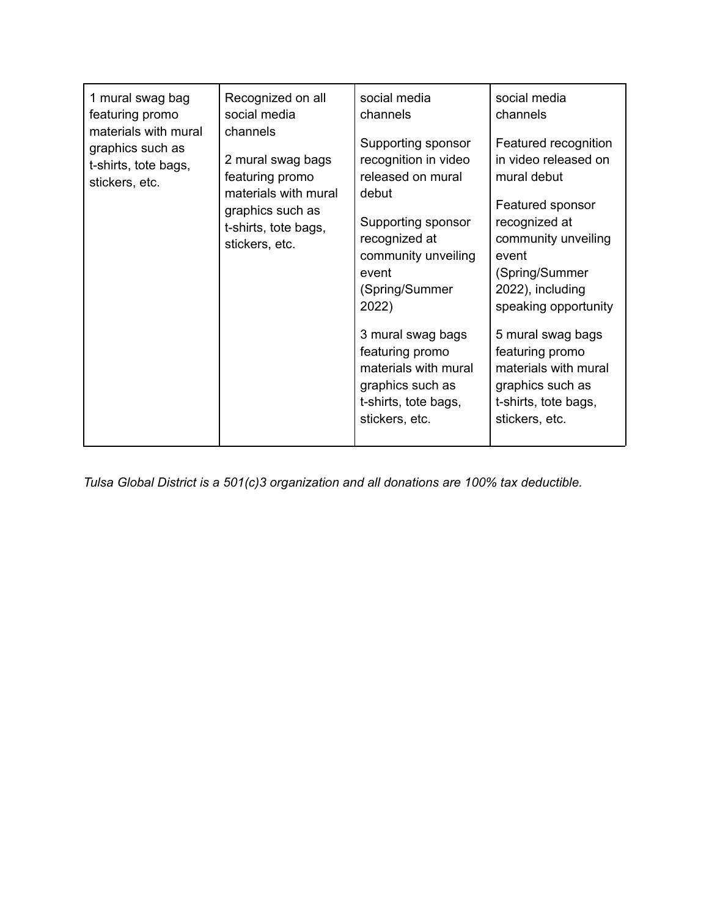| | | | |
|---|---|---|---|
| 1 mural swag bag featuring promo materials with mural graphics such as t-shirts, tote bags, stickers, etc. | Recognized on all social media channels<br><br>2 mural swag bags featuring promo materials with mural graphics such as t-shirts, tote bags, stickers, etc. | social media channels<br><br>Supporting sponsor recognition in video released on mural debut<br><br>Supporting sponsor recognized at community unveiling event (Spring/Summer 2022)<br><br>3 mural swag bags featuring promo materials with mural graphics such as t-shirts, tote bags, stickers, etc. | social media channels<br><br>Featured recognition in video released on mural debut<br><br>Featured sponsor recognized at community unveiling event (Spring/Summer 2022), including speaking opportunity<br><br>5 mural swag bags featuring promo materials with mural graphics such as t-shirts, tote bags, stickers, etc. |

*Tulsa Global District is a 501(c)3 organization and all donations are 100% tax deductible.*